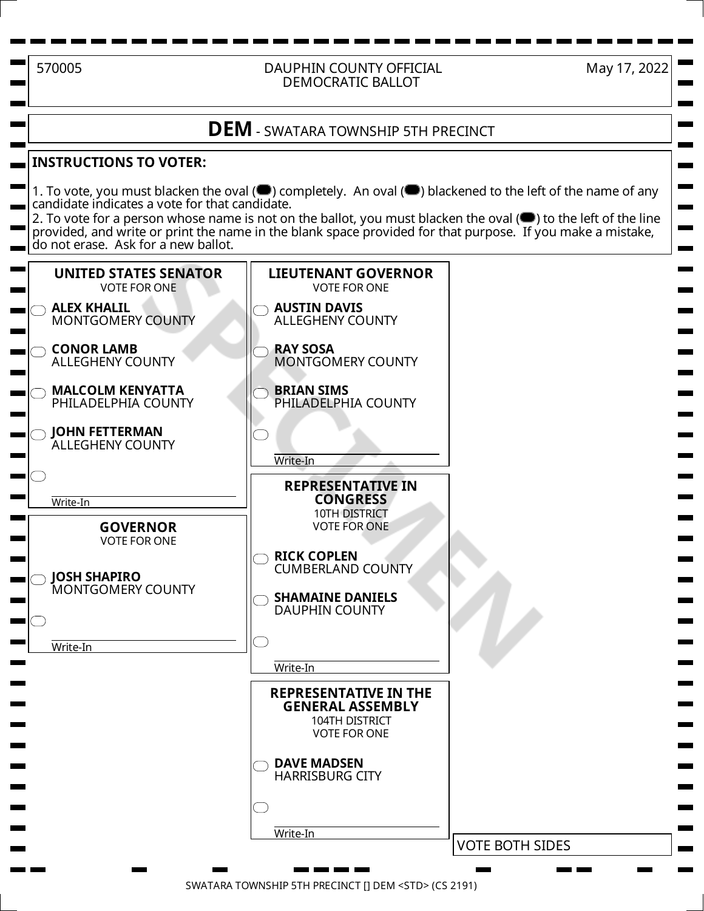570005 | DAUPHIN COUNTY OFFICIAL DEMOCRATIC BALLOT | May 17, 2022

# DEM - SWATARA TOWNSHIP 5TH PRECINCT

**INSTRUCTIONS TO VOTER:**

1. To vote, you must blacken the oval (⬬) completely. An oval (⬬) blackened to the left of the name of any candidate indicates a vote for that candidate.
2. To vote for a person whose name is not on the ballot, you must blacken the oval (⬬) to the left of the line provided, and write or print the name in the blank space provided for that purpose. If you make a mistake, do not erase. Ask for a new ballot.

## UNITED STATES SENATOR
VOTE FOR ONE

- ⬭ **ALEX KHALIL** MONTGOMERY COUNTY
- ⬭ **CONOR LAMB** ALLEGHENY COUNTY
- ⬭ **MALCOLM KENYATTA** PHILADELPHIA COUNTY
- ⬭ **JOHN FETTERMAN** ALLEGHENY COUNTY
- ⬭ ____________ Write-In

## GOVERNOR
VOTE FOR ONE

- ⬭ **JOSH SHAPIRO** MONTGOMERY COUNTY
- ⬭ ____________ Write-In

## LIEUTENANT GOVERNOR
VOTE FOR ONE

- ⬭ **AUSTIN DAVIS** ALLEGHENY COUNTY
- ⬭ **RAY SOSA** MONTGOMERY COUNTY
- ⬭ **BRIAN SIMS** PHILADELPHIA COUNTY
- ⬭ ____________ Write-In

## REPRESENTATIVE IN CONGRESS
10TH DISTRICT
VOTE FOR ONE

- ⬭ **RICK COPLEN** CUMBERLAND COUNTY
- ⬭ **SHAMAINE DANIELS** DAUPHIN COUNTY
- ⬭ ____________ Write-In

## REPRESENTATIVE IN THE GENERAL ASSEMBLY
104TH DISTRICT
VOTE FOR ONE

- ⬭ **DAVE MADSEN** HARRISBURG CITY
- ⬭ ____________ Write-In

VOTE BOTH SIDES

SWATARA TOWNSHIP 5TH PRECINCT [] DEM <STD> (CS 2191)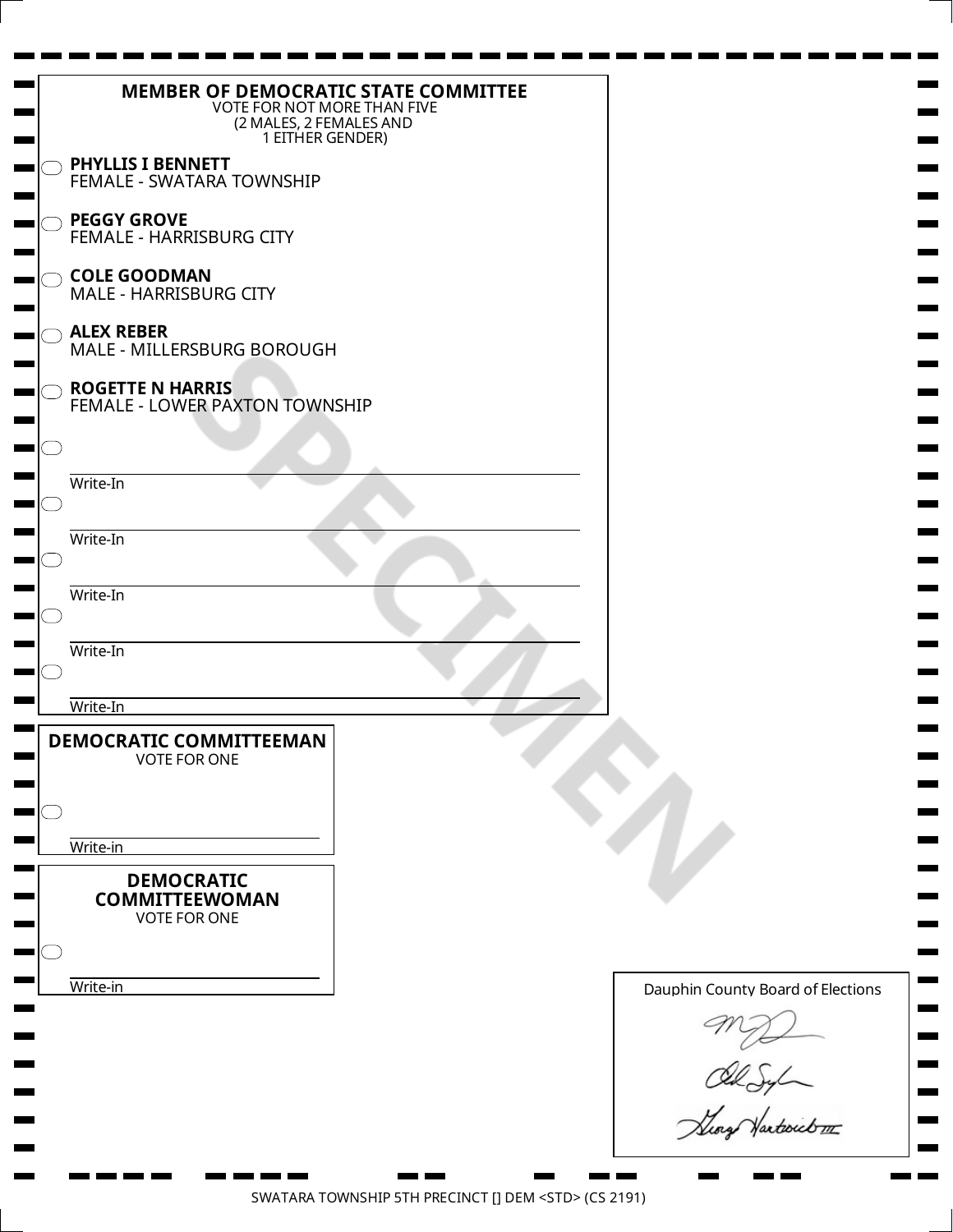## MEMBER OF DEMOCRATIC STATE COMMITTEE

VOTE FOR NOT MORE THAN FIVE
(2 MALES, 2 FEMALES AND
1 EITHER GENDER)

- **PHYLLIS I BENNETT**
  FEMALE - SWATARA TOWNSHIP
- **PEGGY GROVE**
  FEMALE - HARRISBURG CITY
- **COLE GOODMAN**
  MALE - HARRISBURG CITY
- **ALEX REBER**
  MALE - MILLERSBURG BOROUGH
- **ROGETTE N HARRIS**
  FEMALE - LOWER PAXTON TOWNSHIP
- Write-In
- Write-In
- Write-In
- Write-In
- Write-In

## DEMOCRATIC COMMITTEEMAN

VOTE FOR ONE

- Write-in

## DEMOCRATIC COMMITTEEWOMAN

VOTE FOR ONE

- Write-in

Dauphin County Board of Elections

SPECIMEN

SWATARA TOWNSHIP 5TH PRECINCT [] DEM <STD> (CS 2191)